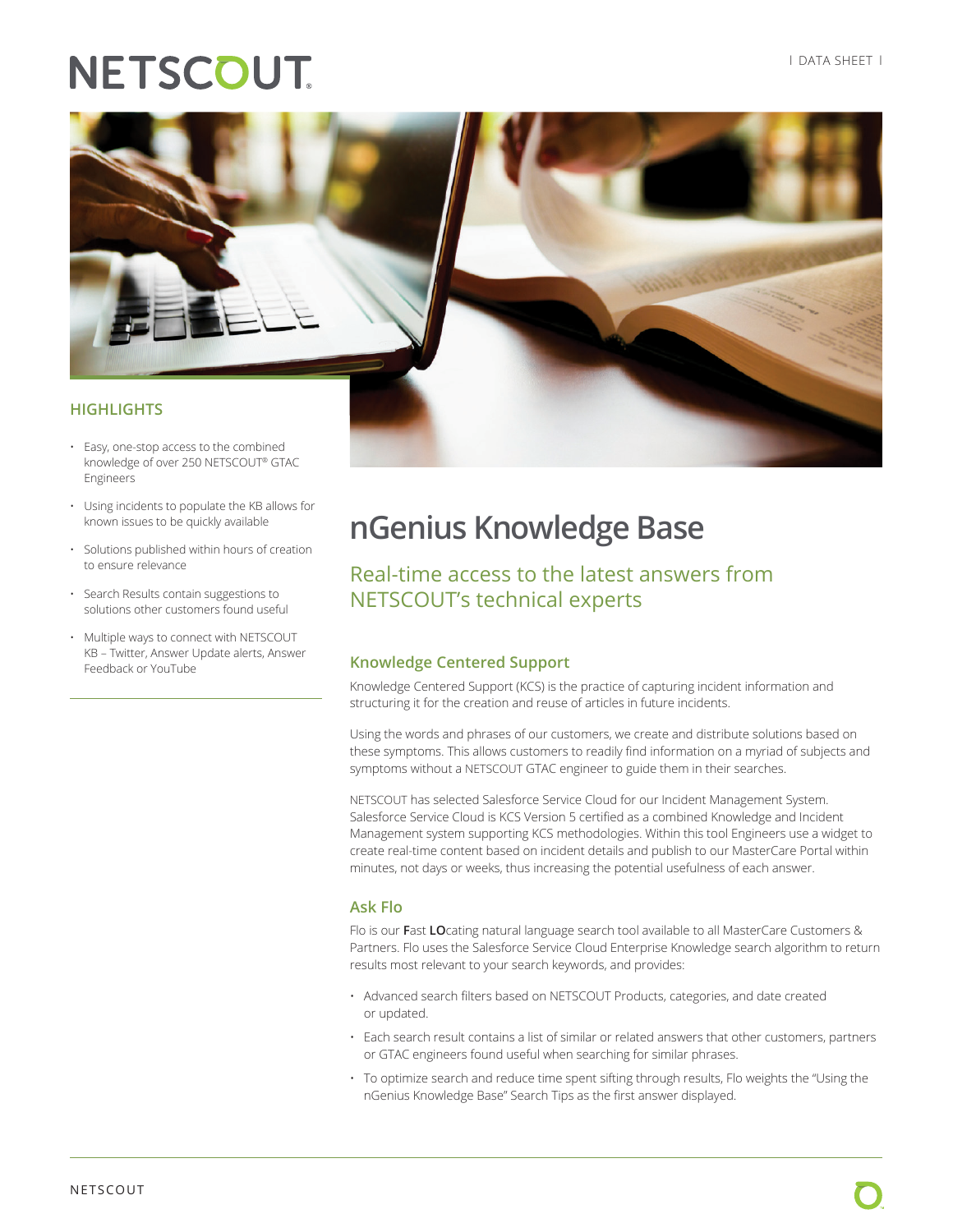# nGenius Knowledge Base

## Real-time access to the latest answers from NETSCOUT's technical experts

### HIGHLIGHTS

- Easy, one-stop access to the combined knowledge of over 250 NETSCOUT® GTAC Engineers
- Using incidents to populate the KB allows for known issues to be quickly available
- Solutions published within hours of creation to ensure relevance
- Search Results contain suggestions to solutions other customers found useful
- Multiple ways to connect with NETSCOUT KB – Twitter, Answer Update alerts, Answer Feedback or YouTube

### Knowledge Centered Support

Knowledge Centered Support (KCS) is the practice of capturing incident information and structuring it for the creation and reuse of articles in future incidents.

Using the words and phrases of our customers, we create and distribute solutions based on these symptoms. This allows customers to readily find information on a myriad of subjects and symptoms without a NETSCOUT GTAC engineer to guide them in their searches.

NETSCOUT has selected Salesforce Service Cloud for our Incident Management System. Salesforce Service Cloud is KCS Version 5 certified as a combined Knowledge and Incident Management system supporting KCS methodologies. Within this tool Engineers use a widget to create real-time content based on incident details and publish to our MasterCare Portal within minutes, not days or weeks, thus increasing the potential usefulness of each answer.

### Ask Flo

Flo is our **F**ast **LO**cating natural language search tool available to all MasterCare Customers & Partners. Flo uses the Salesforce Service Cloud Enterprise Knowledge search algorithm to return results most relevant to your search keywords, and provides:

- Advanced search filters based on NETSCOUT Products, categories, and date created or updated.
- Each search result contains a list of similar or related answers that other customers, partners or GTAC engineers found useful when searching for similar phrases.
- To optimize search and reduce time spent sifting through results, Flo weights the "Using the nGenius Knowledge Base" Search Tips as the first answer displayed.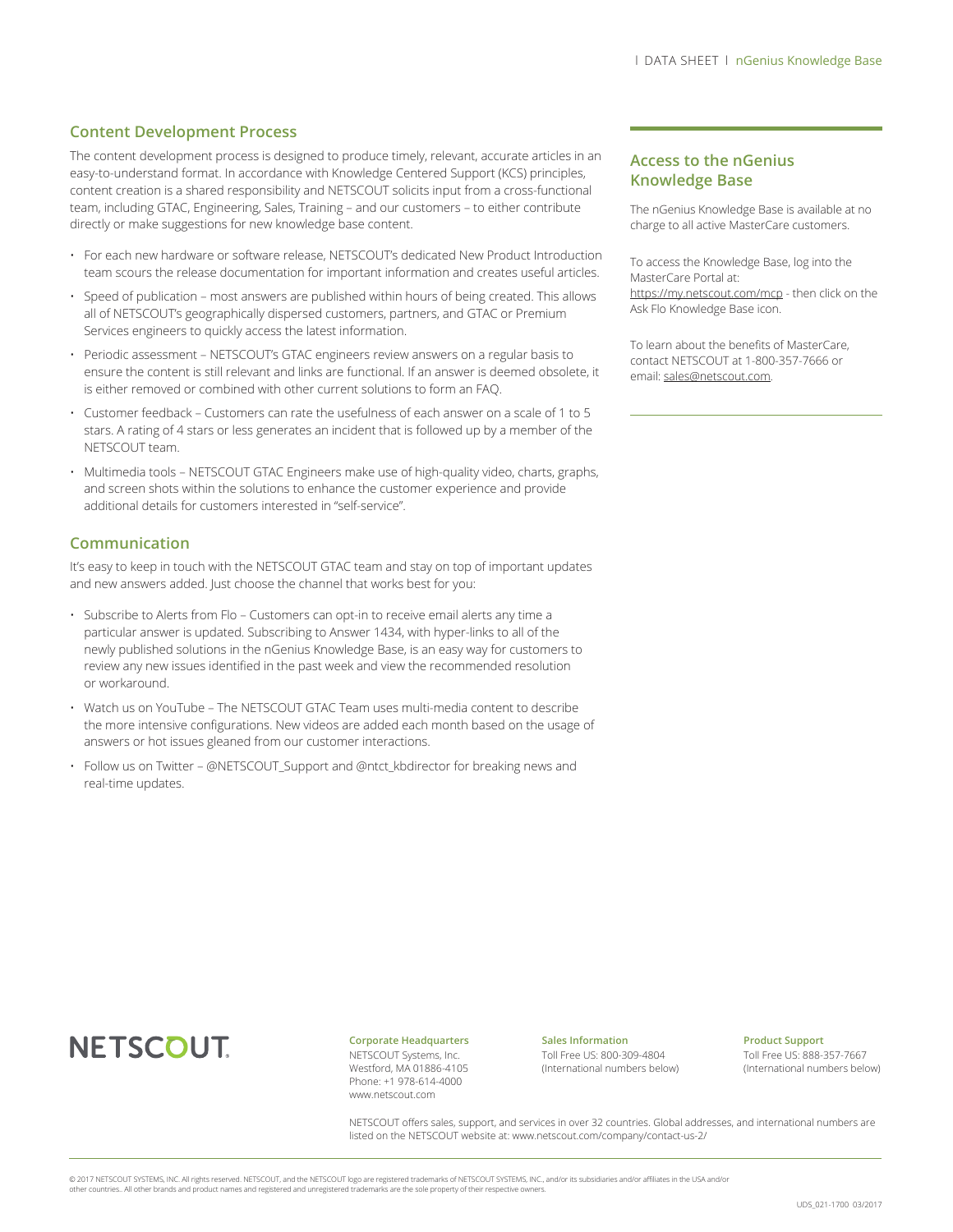## Content Development Process

The content development process is designed to produce timely, relevant, accurate articles in an easy-to-understand format. In accordance with Knowledge Centered Support (KCS) principles, content creation is a shared responsibility and NETSCOUT solicits input from a cross-functional team, including GTAC, Engineering, Sales, Training – and our customers – to either contribute directly or make suggestions for new knowledge base content.

- For each new hardware or software release, NETSCOUT's dedicated New Product Introduction team scours the release documentation for important information and creates useful articles.
- Speed of publication – most answers are published within hours of being created. This allows all of NETSCOUT's geographically dispersed customers, partners, and GTAC or Premium Services engineers to quickly access the latest information.
- Periodic assessment – NETSCOUT's GTAC engineers review answers on a regular basis to ensure the content is still relevant and links are functional. If an answer is deemed obsolete, it is either removed or combined with other current solutions to form an FAQ.
- Customer feedback – Customers can rate the usefulness of each answer on a scale of 1 to 5 stars. A rating of 4 stars or less generates an incident that is followed up by a member of the NETSCOUT team.
- Multimedia tools – NETSCOUT GTAC Engineers make use of high-quality video, charts, graphs, and screen shots within the solutions to enhance the customer experience and provide additional details for customers interested in "self-service".

## Communication

It's easy to keep in touch with the NETSCOUT GTAC team and stay on top of important updates and new answers added. Just choose the channel that works best for you:

- Subscribe to Alerts from Flo – Customers can opt-in to receive email alerts any time a particular answer is updated. Subscribing to Answer 1434, with hyper-links to all of the newly published solutions in the nGenius Knowledge Base, is an easy way for customers to review any new issues identified in the past week and view the recommended resolution or workaround.
- Watch us on YouTube – The NETSCOUT GTAC Team uses multi-media content to describe the more intensive configurations. New videos are added each month based on the usage of answers or hot issues gleaned from our customer interactions.
- Follow us on Twitter – @NETSCOUT_Support and @ntct_kbdirector for breaking news and real-time updates.

## Access to the nGenius Knowledge Base

The nGenius Knowledge Base is available at no charge to all active MasterCare customers.

To access the Knowledge Base, log into the MasterCare Portal at: https://my.netscout.com/mcp - then click on the Ask Flo Knowledge Base icon.

To learn about the benefits of MasterCare, contact NETSCOUT at 1-800-357-7666 or email: sales@netscout.com.

NETSCOUT

**Corporate Headquarters**
NETSCOUT Systems, Inc.
Westford, MA 01886-4105
Phone: +1 978-614-4000
www.netscout.com

**Sales Information**
Toll Free US: 800-309-4804
(International numbers below)

**Product Support**
Toll Free US: 888-357-7667
(International numbers below)

NETSCOUT offers sales, support, and services in over 32 countries. Global addresses, and international numbers are listed on the NETSCOUT website at: www.netscout.com/company/contact-us-2/

© 2017 NETSCOUT SYSTEMS, INC. All rights reserved. NETSCOUT, and the NETSCOUT logo are registered trademarks of NETSCOUT SYSTEMS, INC., and/or its subsidiaries and/or affiliates in the USA and/or other countries.. All other brands and product names and registered and unregistered trademarks are the sole property of their respective owners.

UDS_021-1700 03/2017